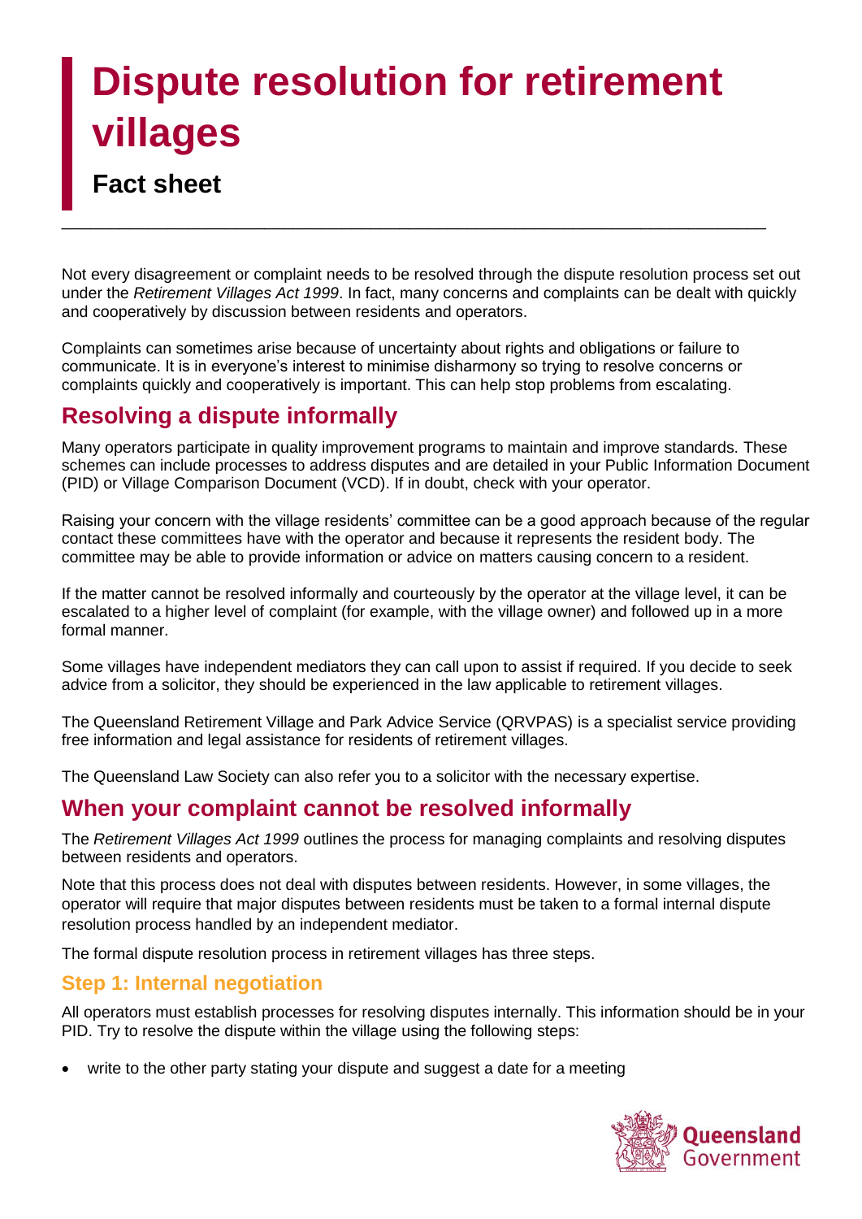# Dispute resolution for retirement villages

## Fact sheet

Not every disagreement or complaint needs to be resolved through the dispute resolution process set out under the *Retirement Villages Act 1999*. In fact, many concerns and complaints can be dealt with quickly and cooperatively by discussion between residents and operators.

Complaints can sometimes arise because of uncertainty about rights and obligations or failure to communicate. It is in everyone's interest to minimise disharmony so trying to resolve concerns or complaints quickly and cooperatively is important. This can help stop problems from escalating.

## Resolving a dispute informally

Many operators participate in quality improvement programs to maintain and improve standards. These schemes can include processes to address disputes and are detailed in your Public Information Document (PID) or Village Comparison Document (VCD). If in doubt, check with your operator.

Raising your concern with the village residents' committee can be a good approach because of the regular contact these committees have with the operator and because it represents the resident body. The committee may be able to provide information or advice on matters causing concern to a resident.

If the matter cannot be resolved informally and courteously by the operator at the village level, it can be escalated to a higher level of complaint (for example, with the village owner) and followed up in a more formal manner.

Some villages have independent mediators they can call upon to assist if required. If you decide to seek advice from a solicitor, they should be experienced in the law applicable to retirement villages.

The Queensland Retirement Village and Park Advice Service (QRVPAS) is a specialist service providing free information and legal assistance for residents of retirement villages.

The Queensland Law Society can also refer you to a solicitor with the necessary expertise.

## When your complaint cannot be resolved informally

The *Retirement Villages Act 1999* outlines the process for managing complaints and resolving disputes between residents and operators.

Note that this process does not deal with disputes between residents. However, in some villages, the operator will require that major disputes between residents must be taken to a formal internal dispute resolution process handled by an independent mediator.

The formal dispute resolution process in retirement villages has three steps.

### Step 1: Internal negotiation

All operators must establish processes for resolving disputes internally. This information should be in your PID. Try to resolve the dispute within the village using the following steps:

- write to the other party stating your dispute and suggest a date for a meeting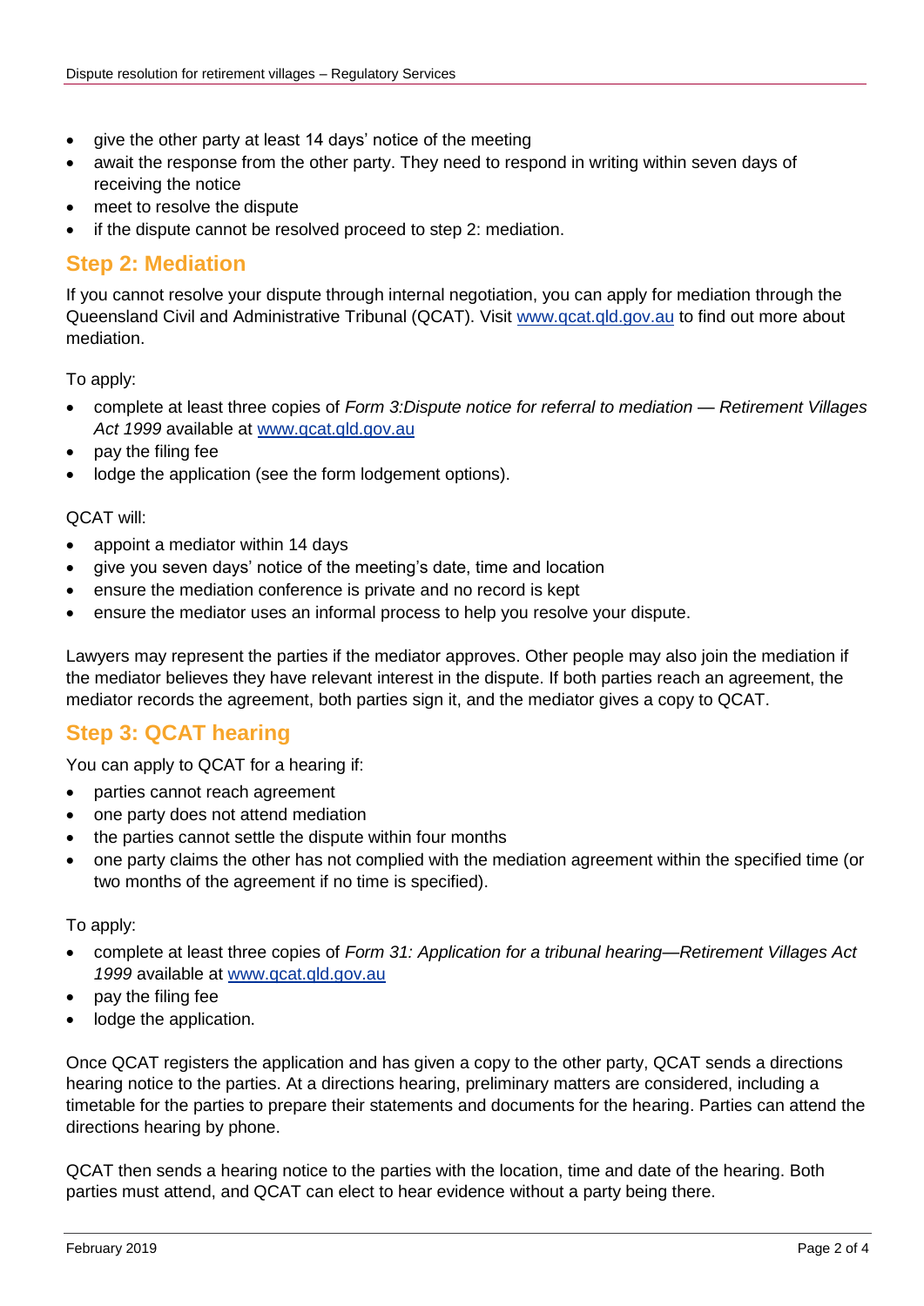- give the other party at least 14 days' notice of the meeting
- await the response from the other party. They need to respond in writing within seven days of receiving the notice
- meet to resolve the dispute
- if the dispute cannot be resolved proceed to step 2: mediation.

## Step 2: Mediation

If you cannot resolve your dispute through internal negotiation, you can apply for mediation through the Queensland Civil and Administrative Tribunal (QCAT). Visit [www.qcat.qld.gov.au](www.qcat.qld.gov.au) to find out more about mediation.

To apply:

- complete at least three copies of *Form 3:Dispute notice for referral to mediation — Retirement Villages Act 1999* available at [www.qcat.qld.gov.au](www.qcat.qld.gov.au)
- pay the filing fee
- lodge the application (see the form lodgement options).

QCAT will:

- appoint a mediator within 14 days
- give you seven days' notice of the meeting's date, time and location
- ensure the mediation conference is private and no record is kept
- ensure the mediator uses an informal process to help you resolve your dispute.

Lawyers may represent the parties if the mediator approves. Other people may also join the mediation if the mediator believes they have relevant interest in the dispute. If both parties reach an agreement, the mediator records the agreement, both parties sign it, and the mediator gives a copy to QCAT.

## Step 3: QCAT hearing

You can apply to QCAT for a hearing if:

- parties cannot reach agreement
- one party does not attend mediation
- the parties cannot settle the dispute within four months
- one party claims the other has not complied with the mediation agreement within the specified time (or two months of the agreement if no time is specified).

To apply:

- complete at least three copies of *Form 31: Application for a tribunal hearing—Retirement Villages Act 1999* available at [www.qcat.qld.gov.au](www.qcat.qld.gov.au)
- pay the filing fee
- lodge the application.

Once QCAT registers the application and has given a copy to the other party, QCAT sends a directions hearing notice to the parties. At a directions hearing, preliminary matters are considered, including a timetable for the parties to prepare their statements and documents for the hearing. Parties can attend the directions hearing by phone.

QCAT then sends a hearing notice to the parties with the location, time and date of the hearing. Both parties must attend, and QCAT can elect to hear evidence without a party being there.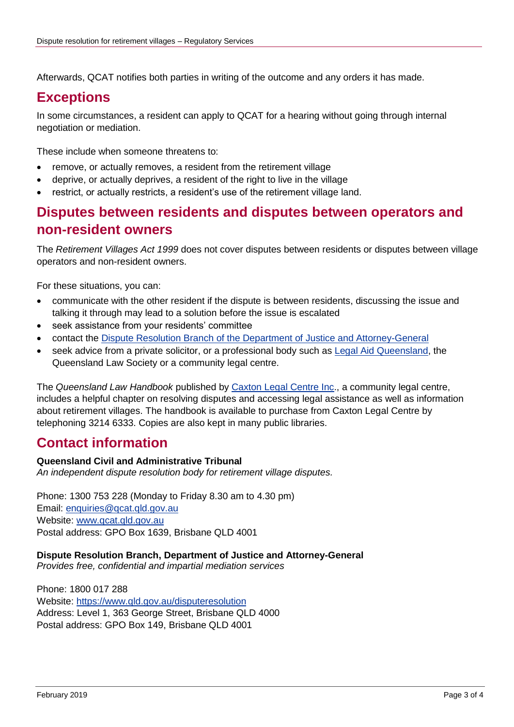Afterwards, QCAT notifies both parties in writing of the outcome and any orders it has made.

## Exceptions

In some circumstances, a resident can apply to QCAT for a hearing without going through internal negotiation or mediation.

These include when someone threatens to:

- remove, or actually removes, a resident from the retirement village
- deprive, or actually deprives, a resident of the right to live in the village
- restrict, or actually restricts, a resident's use of the retirement village land.

## Disputes between residents and disputes between operators and non-resident owners

The *Retirement Villages Act 1999* does not cover disputes between residents or disputes between village operators and non-resident owners.

For these situations, you can:

- communicate with the other resident if the dispute is between residents, discussing the issue and talking it through may lead to a solution before the issue is escalated
- seek assistance from your residents' committee
- contact the Dispute Resolution Branch of the Department of Justice and Attorney-General
- seek advice from a private solicitor, or a professional body such as Legal Aid Queensland, the Queensland Law Society or a community legal centre.

The *Queensland Law Handbook* published by Caxton Legal Centre Inc., a community legal centre, includes a helpful chapter on resolving disputes and accessing legal assistance as well as information about retirement villages. The handbook is available to purchase from Caxton Legal Centre by telephoning 3214 6333. Copies are also kept in many public libraries.

## Contact information

**Queensland Civil and Administrative Tribunal**
*An independent dispute resolution body for retirement village disputes.*

Phone: 1300 753 228 (Monday to Friday 8.30 am to 4.30 pm)
Email: enquiries@qcat.qld.gov.au
Website: www.qcat.qld.gov.au
Postal address: GPO Box 1639, Brisbane QLD 4001

**Dispute Resolution Branch, Department of Justice and Attorney-General**
*Provides free, confidential and impartial mediation services*

Phone: 1800 017 288
Website: https://www.qld.gov.au/disputeresolution
Address: Level 1, 363 George Street, Brisbane QLD 4000
Postal address: GPO Box 149, Brisbane QLD 4001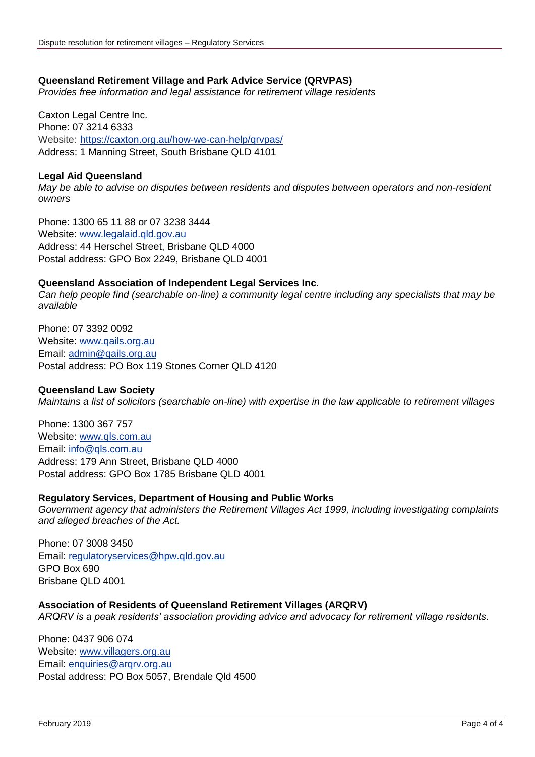**Queensland Retirement Village and Park Advice Service (QRVPAS)**
*Provides free information and legal assistance for retirement village residents*

Caxton Legal Centre Inc.
Phone: 07 3214 6333
Website: https://caxton.org.au/how-we-can-help/qrvpas/
Address: 1 Manning Street, South Brisbane QLD 4101

**Legal Aid Queensland**
*May be able to advise on disputes between residents and disputes between operators and non-resident owners*

Phone: 1300 65 11 88 or 07 3238 3444
Website: www.legalaid.qld.gov.au
Address: 44 Herschel Street, Brisbane QLD 4000
Postal address: GPO Box 2249, Brisbane QLD 4001

**Queensland Association of Independent Legal Services Inc.**
*Can help people find (searchable on-line) a community legal centre including any specialists that may be available*

Phone: 07 3392 0092
Website: www.qails.org.au
Email: admin@qails.org.au
Postal address: PO Box 119 Stones Corner QLD 4120

**Queensland Law Society**
*Maintains a list of solicitors (searchable on-line) with expertise in the law applicable to retirement villages*

Phone: 1300 367 757
Website: www.qls.com.au
Email: info@qls.com.au
Address: 179 Ann Street, Brisbane QLD 4000
Postal address: GPO Box 1785 Brisbane QLD 4001

**Regulatory Services, Department of Housing and Public Works**
*Government agency that administers the Retirement Villages Act 1999, including investigating complaints and alleged breaches of the Act.*

Phone: 07 3008 3450
Email: regulatoryservices@hpw.qld.gov.au
GPO Box 690
Brisbane QLD 4001

**Association of Residents of Queensland Retirement Villages (ARQRV)**
*ARQRV is a peak residents' association providing advice and advocacy for retirement village residents*.

Phone: 0437 906 074
Website: www.villagers.org.au
Email: enquiries@arqrv.org.au
Postal address: PO Box 5057, Brendale Qld 4500